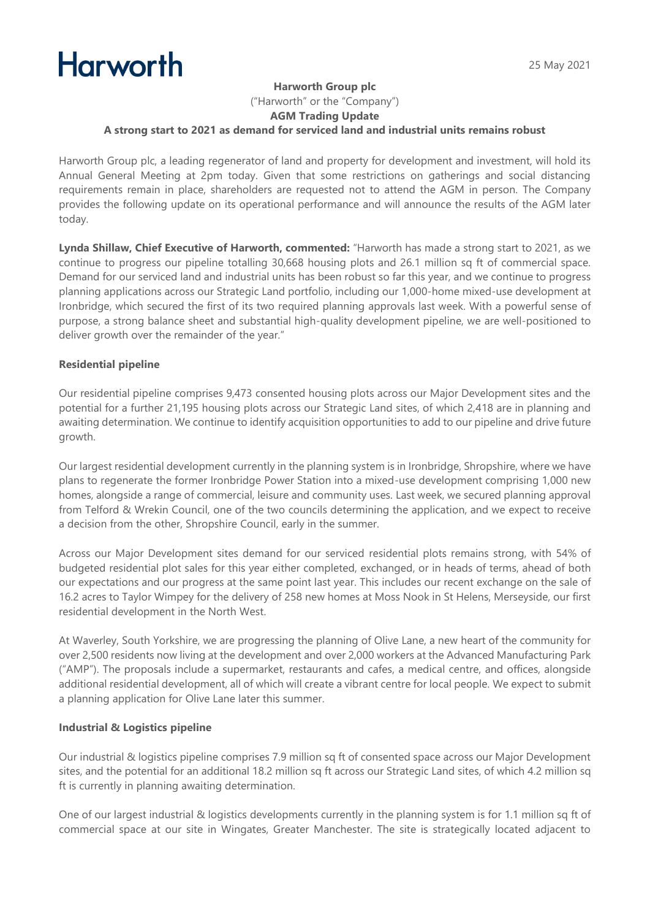# Harworth

25 May 2021

**Harworth Group plc**
("Harworth" or the "Company")
**AGM Trading Update**
**A strong start to 2021 as demand for serviced land and industrial units remains robust**

Harworth Group plc, a leading regenerator of land and property for development and investment, will hold its Annual General Meeting at 2pm today. Given that some restrictions on gatherings and social distancing requirements remain in place, shareholders are requested not to attend the AGM in person. The Company provides the following update on its operational performance and will announce the results of the AGM later today.

**Lynda Shillaw, Chief Executive of Harworth, commented:** "Harworth has made a strong start to 2021, as we continue to progress our pipeline totalling 30,668 housing plots and 26.1 million sq ft of commercial space. Demand for our serviced land and industrial units has been robust so far this year, and we continue to progress planning applications across our Strategic Land portfolio, including our 1,000-home mixed-use development at Ironbridge, which secured the first of its two required planning approvals last week. With a powerful sense of purpose, a strong balance sheet and substantial high-quality development pipeline, we are well-positioned to deliver growth over the remainder of the year."

**Residential pipeline**

Our residential pipeline comprises 9,473 consented housing plots across our Major Development sites and the potential for a further 21,195 housing plots across our Strategic Land sites, of which 2,418 are in planning and awaiting determination. We continue to identify acquisition opportunities to add to our pipeline and drive future growth.

Our largest residential development currently in the planning system is in Ironbridge, Shropshire, where we have plans to regenerate the former Ironbridge Power Station into a mixed-use development comprising 1,000 new homes, alongside a range of commercial, leisure and community uses. Last week, we secured planning approval from Telford & Wrekin Council, one of the two councils determining the application, and we expect to receive a decision from the other, Shropshire Council, early in the summer.

Across our Major Development sites demand for our serviced residential plots remains strong, with 54% of budgeted residential plot sales for this year either completed, exchanged, or in heads of terms, ahead of both our expectations and our progress at the same point last year. This includes our recent exchange on the sale of 16.2 acres to Taylor Wimpey for the delivery of 258 new homes at Moss Nook in St Helens, Merseyside, our first residential development in the North West.

At Waverley, South Yorkshire, we are progressing the planning of Olive Lane, a new heart of the community for over 2,500 residents now living at the development and over 2,000 workers at the Advanced Manufacturing Park ("AMP"). The proposals include a supermarket, restaurants and cafes, a medical centre, and offices, alongside additional residential development, all of which will create a vibrant centre for local people. We expect to submit a planning application for Olive Lane later this summer.

**Industrial & Logistics pipeline**

Our industrial & logistics pipeline comprises 7.9 million sq ft of consented space across our Major Development sites, and the potential for an additional 18.2 million sq ft across our Strategic Land sites, of which 4.2 million sq ft is currently in planning awaiting determination.

One of our largest industrial & logistics developments currently in the planning system is for 1.1 million sq ft of commercial space at our site in Wingates, Greater Manchester. The site is strategically located adjacent to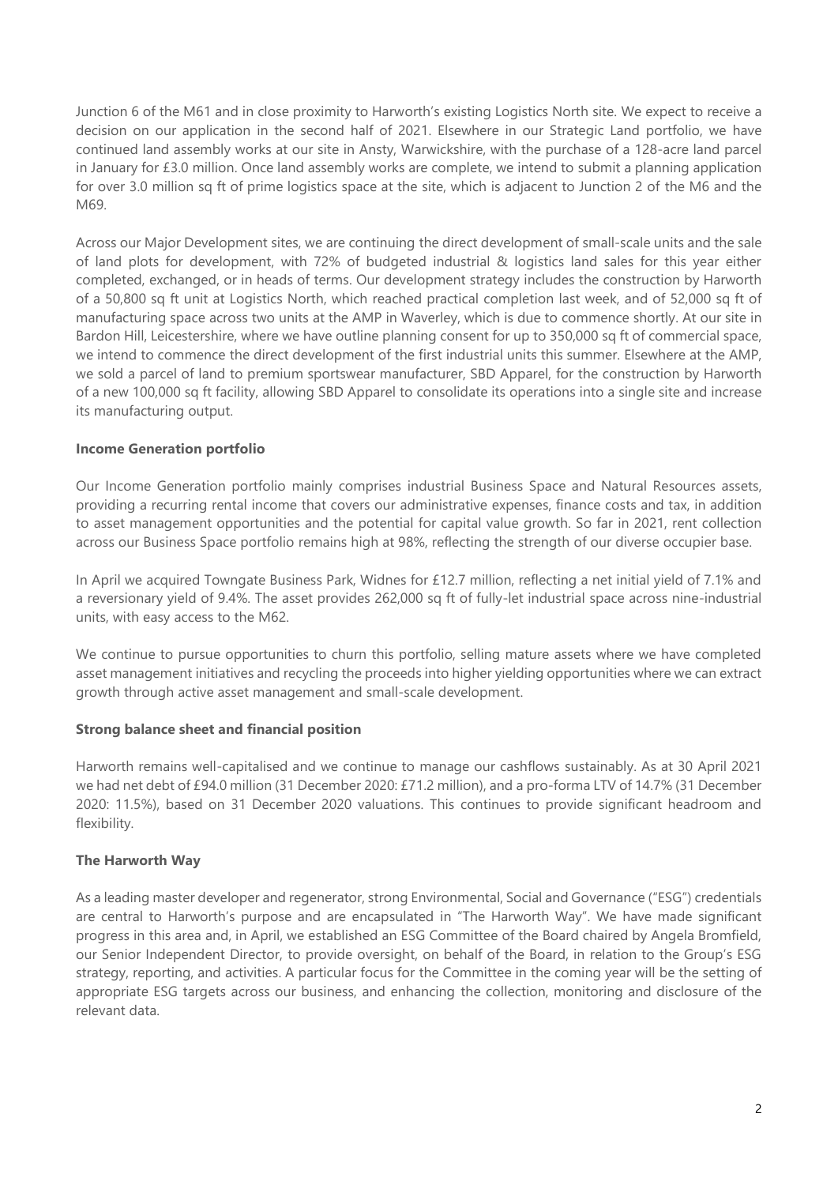Junction 6 of the M61 and in close proximity to Harworth's existing Logistics North site. We expect to receive a decision on our application in the second half of 2021. Elsewhere in our Strategic Land portfolio, we have continued land assembly works at our site in Ansty, Warwickshire, with the purchase of a 128-acre land parcel in January for £3.0 million. Once land assembly works are complete, we intend to submit a planning application for over 3.0 million sq ft of prime logistics space at the site, which is adjacent to Junction 2 of the M6 and the M69.

Across our Major Development sites, we are continuing the direct development of small-scale units and the sale of land plots for development, with 72% of budgeted industrial & logistics land sales for this year either completed, exchanged, or in heads of terms. Our development strategy includes the construction by Harworth of a 50,800 sq ft unit at Logistics North, which reached practical completion last week, and of 52,000 sq ft of manufacturing space across two units at the AMP in Waverley, which is due to commence shortly. At our site in Bardon Hill, Leicestershire, where we have outline planning consent for up to 350,000 sq ft of commercial space, we intend to commence the direct development of the first industrial units this summer. Elsewhere at the AMP, we sold a parcel of land to premium sportswear manufacturer, SBD Apparel, for the construction by Harworth of a new 100,000 sq ft facility, allowing SBD Apparel to consolidate its operations into a single site and increase its manufacturing output.

**Income Generation portfolio**

Our Income Generation portfolio mainly comprises industrial Business Space and Natural Resources assets, providing a recurring rental income that covers our administrative expenses, finance costs and tax, in addition to asset management opportunities and the potential for capital value growth. So far in 2021, rent collection across our Business Space portfolio remains high at 98%, reflecting the strength of our diverse occupier base.

In April we acquired Towngate Business Park, Widnes for £12.7 million, reflecting a net initial yield of 7.1% and a reversionary yield of 9.4%. The asset provides 262,000 sq ft of fully-let industrial space across nine-industrial units, with easy access to the M62.

We continue to pursue opportunities to churn this portfolio, selling mature assets where we have completed asset management initiatives and recycling the proceeds into higher yielding opportunities where we can extract growth through active asset management and small-scale development.

**Strong balance sheet and financial position**

Harworth remains well-capitalised and we continue to manage our cashflows sustainably. As at 30 April 2021 we had net debt of £94.0 million (31 December 2020: £71.2 million), and a pro-forma LTV of 14.7% (31 December 2020: 11.5%), based on 31 December 2020 valuations. This continues to provide significant headroom and flexibility.

**The Harworth Way**

As a leading master developer and regenerator, strong Environmental, Social and Governance ("ESG") credentials are central to Harworth's purpose and are encapsulated in "The Harworth Way". We have made significant progress in this area and, in April, we established an ESG Committee of the Board chaired by Angela Bromfield, our Senior Independent Director, to provide oversight, on behalf of the Board, in relation to the Group's ESG strategy, reporting, and activities. A particular focus for the Committee in the coming year will be the setting of appropriate ESG targets across our business, and enhancing the collection, monitoring and disclosure of the relevant data.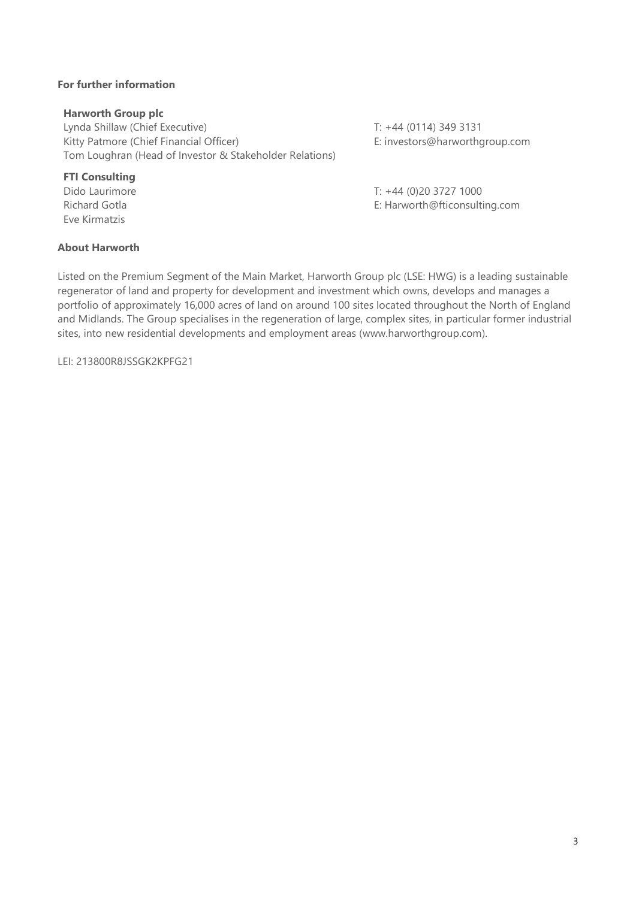**For further information**

**Harworth Group plc**

Lynda Shillaw (Chief Executive)
Kitty Patmore (Chief Financial Officer)
Tom Loughran (Head of Investor & Stakeholder Relations)

T: +44 (0114) 349 3131
E: investors@harworthgroup.com

**FTI Consulting**

Dido Laurimore
Richard Gotla
Eve Kirmatzis

T: +44 (0)20 3727 1000
E: Harworth@fticonsulting.com

**About Harworth**

Listed on the Premium Segment of the Main Market, Harworth Group plc (LSE: HWG) is a leading sustainable regenerator of land and property for development and investment which owns, develops and manages a portfolio of approximately 16,000 acres of land on around 100 sites located throughout the North of England and Midlands. The Group specialises in the regeneration of large, complex sites, in particular former industrial sites, into new residential developments and employment areas (www.harworthgroup.com).

LEI: 213800R8JSSGK2KPFG21